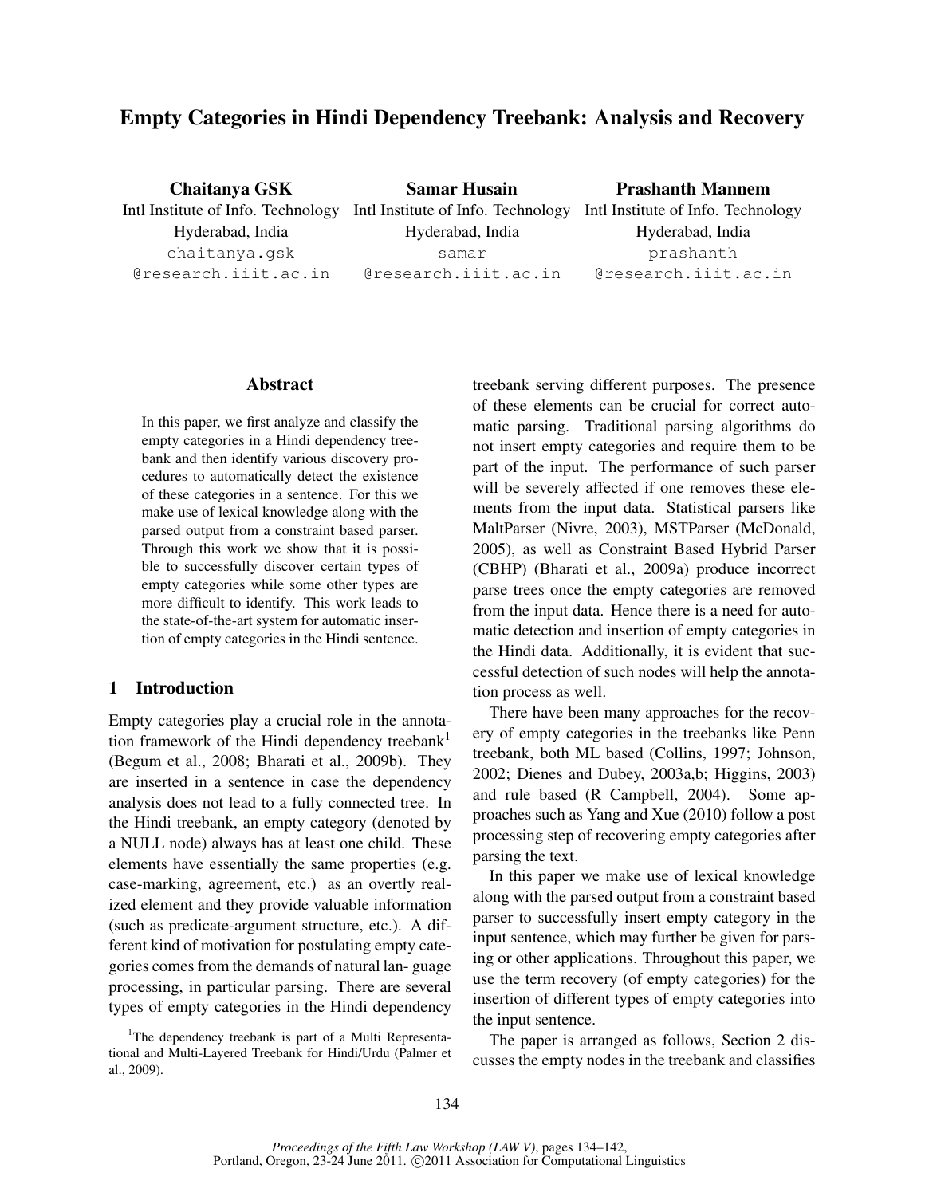# Empty Categories in Hindi Dependency Treebank: Analysis and Recovery

**Chaitanya GSK**
Intl Institute of Info. Technology
Hyderabad, India
chaitanya.gsk@research.iiit.ac.in

**Samar Husain**
Intl Institute of Info. Technology
Hyderabad, India
samar@research.iiit.ac.in

**Prashanth Mannem**
Intl Institute of Info. Technology
Hyderabad, India
prashanth@research.iiit.ac.in

## Abstract

In this paper, we first analyze and classify the empty categories in a Hindi dependency treebank and then identify various discovery procedures to automatically detect the existence of these categories in a sentence. For this we make use of lexical knowledge along with the parsed output from a constraint based parser. Through this work we show that it is possible to successfully discover certain types of empty categories while some other types are more difficult to identify. This work leads to the state-of-the-art system for automatic insertion of empty categories in the Hindi sentence.

## 1 Introduction

Empty categories play a crucial role in the annotation framework of the Hindi dependency treebank[1] (Begum et al., 2008; Bharati et al., 2009b). They are inserted in a sentence in case the dependency analysis does not lead to a fully connected tree. In the Hindi treebank, an empty category (denoted by a NULL node) always has at least one child. These elements have essentially the same properties (e.g. case-marking, agreement, etc.) as an overtly realized element and they provide valuable information (such as predicate-argument structure, etc.). A different kind of motivation for postulating empty categories comes from the demands of natural lan- guage processing, in particular parsing. There are several types of empty categories in the Hindi dependency treebank serving different purposes. The presence of these elements can be crucial for correct automatic parsing. Traditional parsing algorithms do not insert empty categories and require them to be part of the input. The performance of such parser will be severely affected if one removes these elements from the input data. Statistical parsers like MaltParser (Nivre, 2003), MSTParser (McDonald, 2005), as well as Constraint Based Hybrid Parser (CBHP) (Bharati et al., 2009a) produce incorrect parse trees once the empty categories are removed from the input data. Hence there is a need for automatic detection and insertion of empty categories in the Hindi data. Additionally, it is evident that successful detection of such nodes will help the annotation process as well.

There have been many approaches for the recovery of empty categories in the treebanks like Penn treebank, both ML based (Collins, 1997; Johnson, 2002; Dienes and Dubey, 2003a,b; Higgins, 2003) and rule based (R Campbell, 2004). Some approaches such as Yang and Xue (2010) follow a post processing step of recovering empty categories after parsing the text.

In this paper we make use of lexical knowledge along with the parsed output from a constraint based parser to successfully insert empty category in the input sentence, which may further be given for parsing or other applications. Throughout this paper, we use the term recovery (of empty categories) for the insertion of different types of empty categories into the input sentence.

The paper is arranged as follows, Section 2 discusses the empty nodes in the treebank and classifies

[1]The dependency treebank is part of a Multi Representational and Multi-Layered Treebank for Hindi/Urdu (Palmer et al., 2009).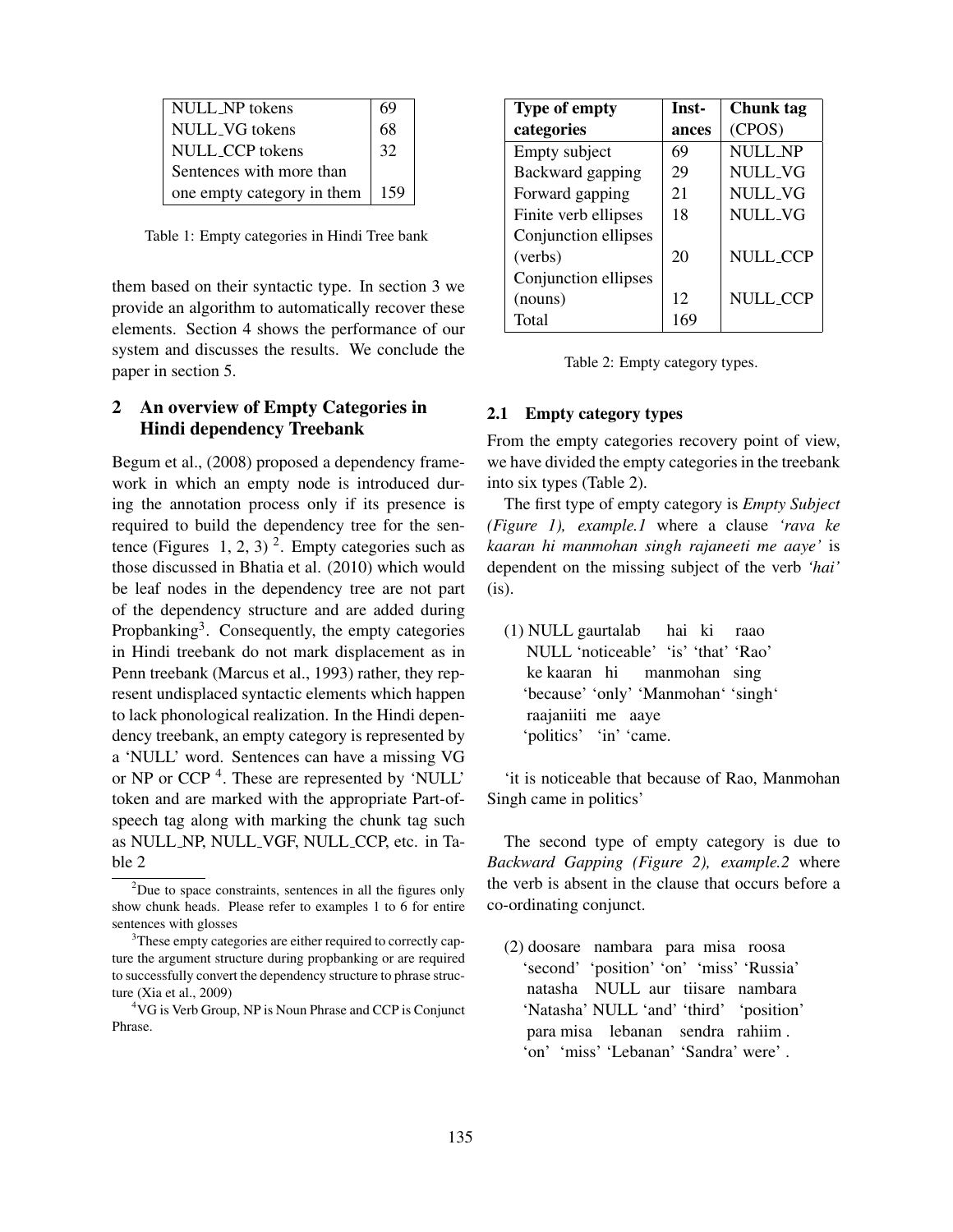| NULL_NP tokens | 69 |
|---|---|
| NULL_VG tokens | 68 |
| NULL_CCP tokens | 32 |
| Sentences with more than one empty category in them | 159 |

Table 1: Empty categories in Hindi Tree bank

them based on their syntactic type. In section 3 we provide an algorithm to automatically recover these elements. Section 4 shows the performance of our system and discusses the results. We conclude the paper in section 5.

## 2 An overview of Empty Categories in Hindi dependency Treebank

Begum et al., (2008) proposed a dependency framework in which an empty node is introduced during the annotation process only if its presence is required to build the dependency tree for the sentence (Figures 1, 2, 3) [2]. Empty categories such as those discussed in Bhatia et al. (2010) which would be leaf nodes in the dependency tree are not part of the dependency structure and are added during Propbanking[3]. Consequently, the empty categories in Hindi treebank do not mark displacement as in Penn treebank (Marcus et al., 1993) rather, they represent undisplaced syntactic elements which happen to lack phonological realization. In the Hindi dependency treebank, an empty category is represented by a 'NULL' word. Sentences can have a missing VG or NP or CCP [4]. These are represented by 'NULL' token and are marked with the appropriate Part-of-speech tag along with marking the chunk tag such as NULL_NP, NULL_VGF, NULL_CCP, etc. in Table 2

[2]Due to space constraints, sentences in all the figures only show chunk heads. Please refer to examples 1 to 6 for entire sentences with glosses

[3]These empty categories are either required to correctly capture the argument structure during propbanking or are required to successfully convert the dependency structure to phrase structure (Xia et al., 2009)

[4]VG is Verb Group, NP is Noun Phrase and CCP is Conjunct Phrase.

| **Type of empty categories** | **Instances** | **Chunk tag (CPOS)** |
|---|---|---|
| Empty subject | 69 | NULL_NP |
| Backward gapping | 29 | NULL_VG |
| Forward gapping | 21 | NULL_VG |
| Finite verb ellipses | 18 | NULL_VG |
| Conjunction ellipses (verbs) | 20 | NULL_CCP |
| Conjunction ellipses (nouns) | 12 | NULL_CCP |
| Total | 169 | |

Table 2: Empty category types.

### 2.1 Empty category types

From the empty categories recovery point of view, we have divided the empty categories in the treebank into six types (Table 2).

The first type of empty category is *Empty Subject (Figure 1), example.1* where a clause *'rava ke kaaran hi manmohan singh rajaneeti me aaye'* is dependent on the missing subject of the verb *'hai'* (is).

(1) NULL gaurtalab hai ki raao
NULL 'noticeable' 'is' 'that' 'Rao'
ke kaaran hi manmohan sing
'because' 'only' 'Manmohan' 'singh'
raajaniiti me aaye
'politics' 'in' 'came.

'it is noticeable that because of Rao, Manmohan Singh came in politics'

The second type of empty category is due to *Backward Gapping (Figure 2), example.2* where the verb is absent in the clause that occurs before a co-ordinating conjunct.

(2) doosare nambara para misa roosa
'second' 'position' 'on' 'miss' 'Russia'
natasha NULL aur tiisare nambara
'Natasha' NULL 'and' 'third' 'position'
para misa lebanan sendra rahiim .
'on' 'miss' 'Lebanan' 'Sandra' were' .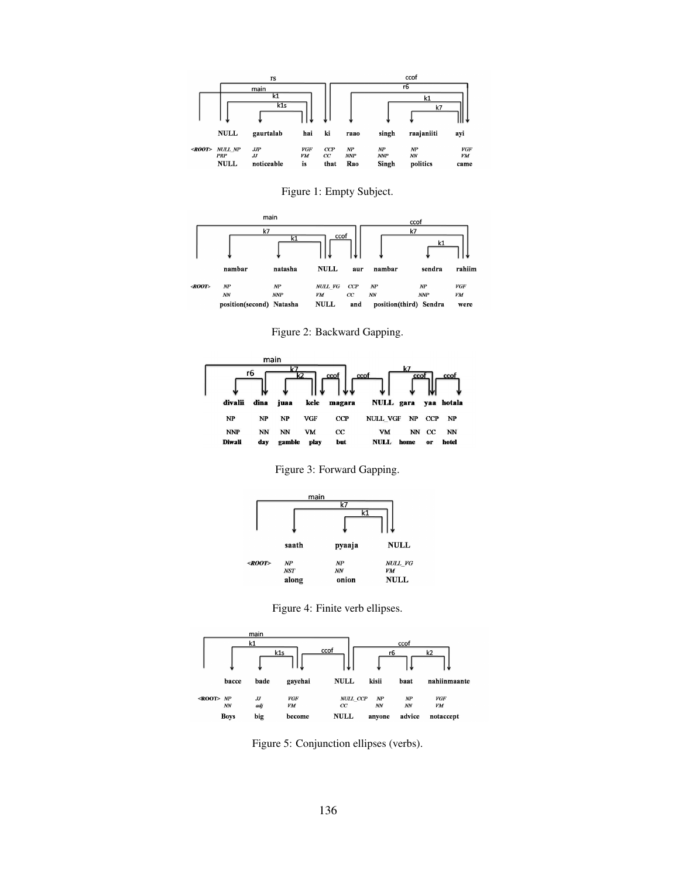Figure 1: Empty Subject.

Figure 2: Backward Gapping.

Figure 3: Forward Gapping.

Figure 4: Finite verb ellipses.

Figure 5: Conjunction ellipses (verbs).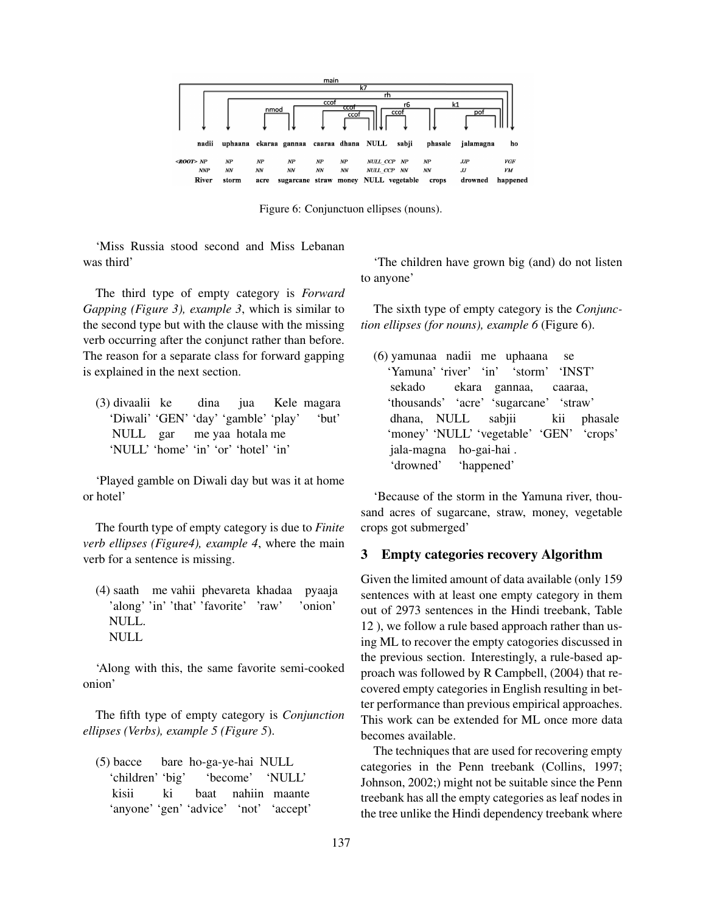Figure 6: Conjunctuon ellipses (nouns).

'Miss Russia stood second and Miss Lebanan was third'

The third type of empty category is *Forward Gapping (Figure 3), example 3*, which is similar to the second type but with the clause with the missing verb occurring after the conjunct rather than before. The reason for a separate class for forward gapping is explained in the next section.

(3) divaalii ke dina jua Kele magara
'Diwali' 'GEN' 'day' 'gamble' 'play' 'but'
NULL gar me yaa hotala me
'NULL' 'home' 'in' 'or' 'hotel' 'in'

'Played gamble on Diwali day but was it at home or hotel'

The fourth type of empty category is due to *Finite verb ellipses (Figure4), example 4*, where the main verb for a sentence is missing.

(4) saath me vahii phevareta khadaa pyaaja
'along' 'in' 'that' 'favorite' 'raw' 'onion'
NULL.
NULL

'Along with this, the same favorite semi-cooked onion'

The fifth type of empty category is *Conjunction ellipses (Verbs), example 5 (Figure 5)*.

(5) bacce bare ho-ga-ye-hai NULL
'children' 'big' 'become' 'NULL'
kisii ki baat nahiin maante
'anyone' 'gen' 'advice' 'not' 'accept'

'The children have grown big (and) do not listen to anyone'

The sixth type of empty category is the *Conjunction ellipses (for nouns), example 6* (Figure 6).

(6) yamunaa nadii me uphaana se
'Yamuna' 'river' 'in' 'storm' 'INST'
sekado ekara gannaa, caaraa,
'thousands' 'acre' 'sugarcane' 'straw'
dhana, NULL sabjii kii phasale
'money' 'NULL' 'vegetable' 'GEN' 'crops'
jala-magna ho-gai-hai .
'drowned' 'happened'

'Because of the storm in the Yamuna river, thousand acres of sugarcane, straw, money, vegetable crops got submerged'

## 3 Empty categories recovery Algorithm

Given the limited amount of data available (only 159 sentences with at least one empty category in them out of 2973 sentences in the Hindi treebank, Table 12 ), we follow a rule based approach rather than using ML to recover the empty catogories discussed in the previous section. Interestingly, a rule-based approach was followed by R Campbell, (2004) that recovered empty categories in English resulting in better performance than previous empirical approaches. This work can be extended for ML once more data becomes available.

The techniques that are used for recovering empty categories in the Penn treebank (Collins, 1997; Johnson, 2002;) might not be suitable since the Penn treebank has all the empty categories as leaf nodes in the tree unlike the Hindi dependency treebank where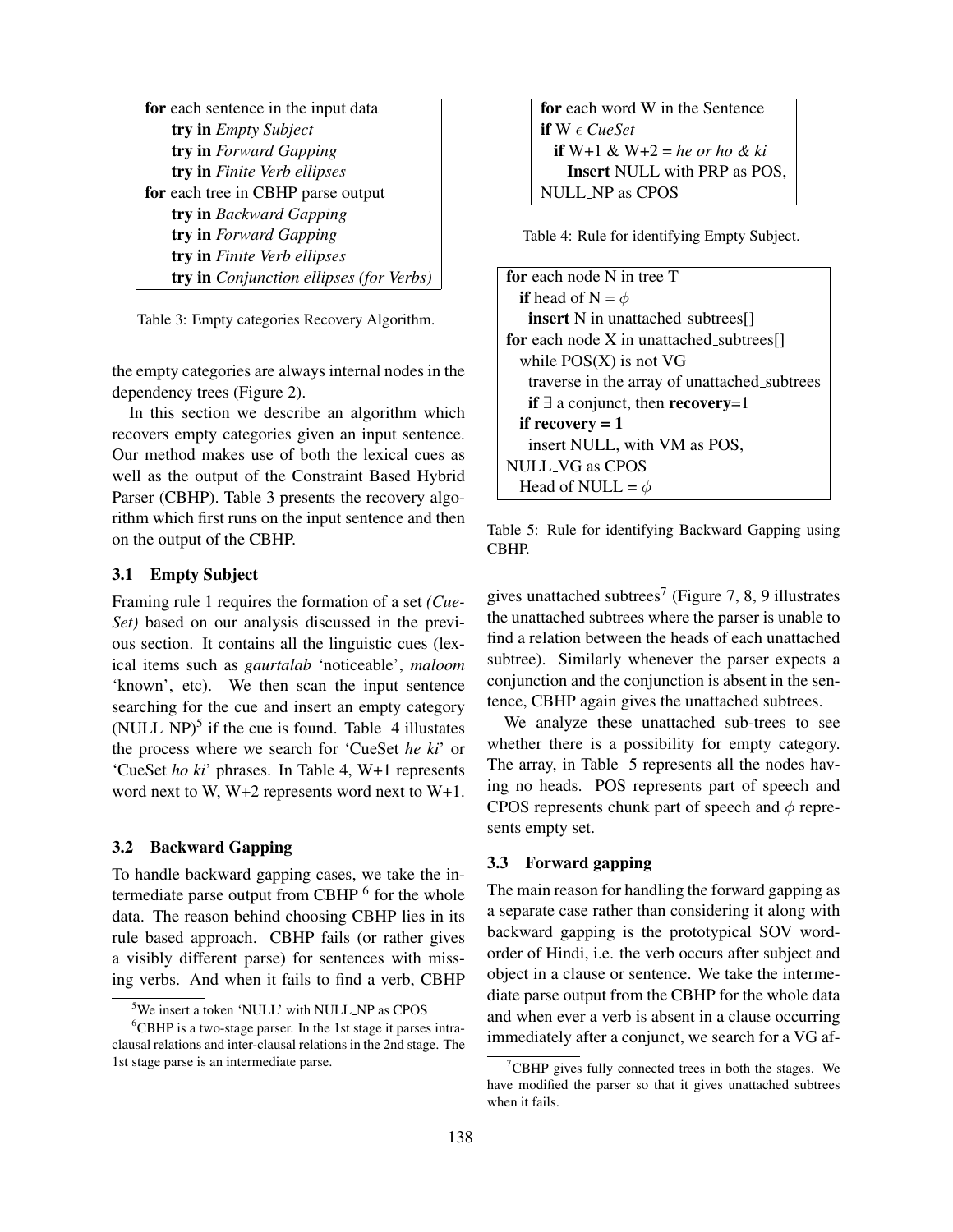```
for each sentence in the input data
    try in Empty Subject
    try in Forward Gapping
    try in Finite Verb ellipses
for each tree in CBHP parse output
    try in Backward Gapping
    try in Forward Gapping
    try in Finite Verb ellipses
    try in Conjunction ellipses (for Verbs)
```

Table 3: Empty categories Recovery Algorithm.

the empty categories are always internal nodes in the dependency trees (Figure 2).

In this section we describe an algorithm which recovers empty categories given an input sentence. Our method makes use of both the lexical cues as well as the output of the Constraint Based Hybrid Parser (CBHP). Table 3 presents the recovery algorithm which first runs on the input sentence and then on the output of the CBHP.

### 3.1 Empty Subject

Framing rule 1 requires the formation of a set *(CueSet)* based on our analysis discussed in the previous section. It contains all the linguistic cues (lexical items such as *gaurtalab* 'noticeable', *maloom* 'known', etc). We then scan the input sentence searching for the cue and insert an empty category (NULL_NP)[5] if the cue is found. Table 4 illustates the process where we search for 'CueSet *he ki*' or 'CueSet *ho ki*' phrases. In Table 4, W+1 represents word next to W, W+2 represents word next to W+1.

```
for each word W in the Sentence
if W ϵ CueSet
  if W+1 & W+2 = he or ho & ki
    Insert NULL with PRP as POS,
NULL_NP as CPOS
```

Table 4: Rule for identifying Empty Subject.

### 3.2 Backward Gapping

To handle backward gapping cases, we take the intermediate parse output from CBHP [6] for the whole data. The reason behind choosing CBHP lies in its rule based approach. CBHP fails (or rather gives a visibly different parse) for sentences with missing verbs. And when it fails to find a verb, CBHP gives unattached subtrees[7] (Figure 7, 8, 9 illustrates the unattached subtrees where the parser is unable to find a relation between the heads of each unattached subtree). Similarly whenever the parser expects a conjunction and the conjunction is absent in the sentence, CBHP again gives the unattached subtrees.

```
for each node N in tree T
  if head of N = φ
    insert N in unattached_subtrees[]
for each node X in unattached_subtrees[]
  while POS(X) is not VG
    traverse in the array of unattached_subtrees
    if ∃ a conjunct, then recovery=1
  if recovery = 1
    insert NULL, with VM as POS,
NULL_VG as CPOS
  Head of NULL = φ
```

Table 5: Rule for identifying Backward Gapping using CBHP.

We analyze these unattached sub-trees to see whether there is a possibility for empty category. The array, in Table 5 represents all the nodes having no heads. POS represents part of speech and CPOS represents chunk part of speech and $\phi$ represents empty set.

### 3.3 Forward gapping

The main reason for handling the forward gapping as a separate case rather than considering it along with backward gapping is the prototypical SOV word-order of Hindi, i.e. the verb occurs after subject and object in a clause or sentence. We take the intermediate parse output from the CBHP for the whole data and when ever a verb is absent in a clause occurring immediately after a conjunct, we search for a VG af-

[5] We insert a token 'NULL' with NULL_NP as CPOS

[6] CBHP is a two-stage parser. In the 1st stage it parses intra-clausal relations and inter-clausal relations in the 2nd stage. The 1st stage parse is an intermediate parse.

[7] CBHP gives fully connected trees in both the stages. We have modified the parser so that it gives unattached subtrees when it fails.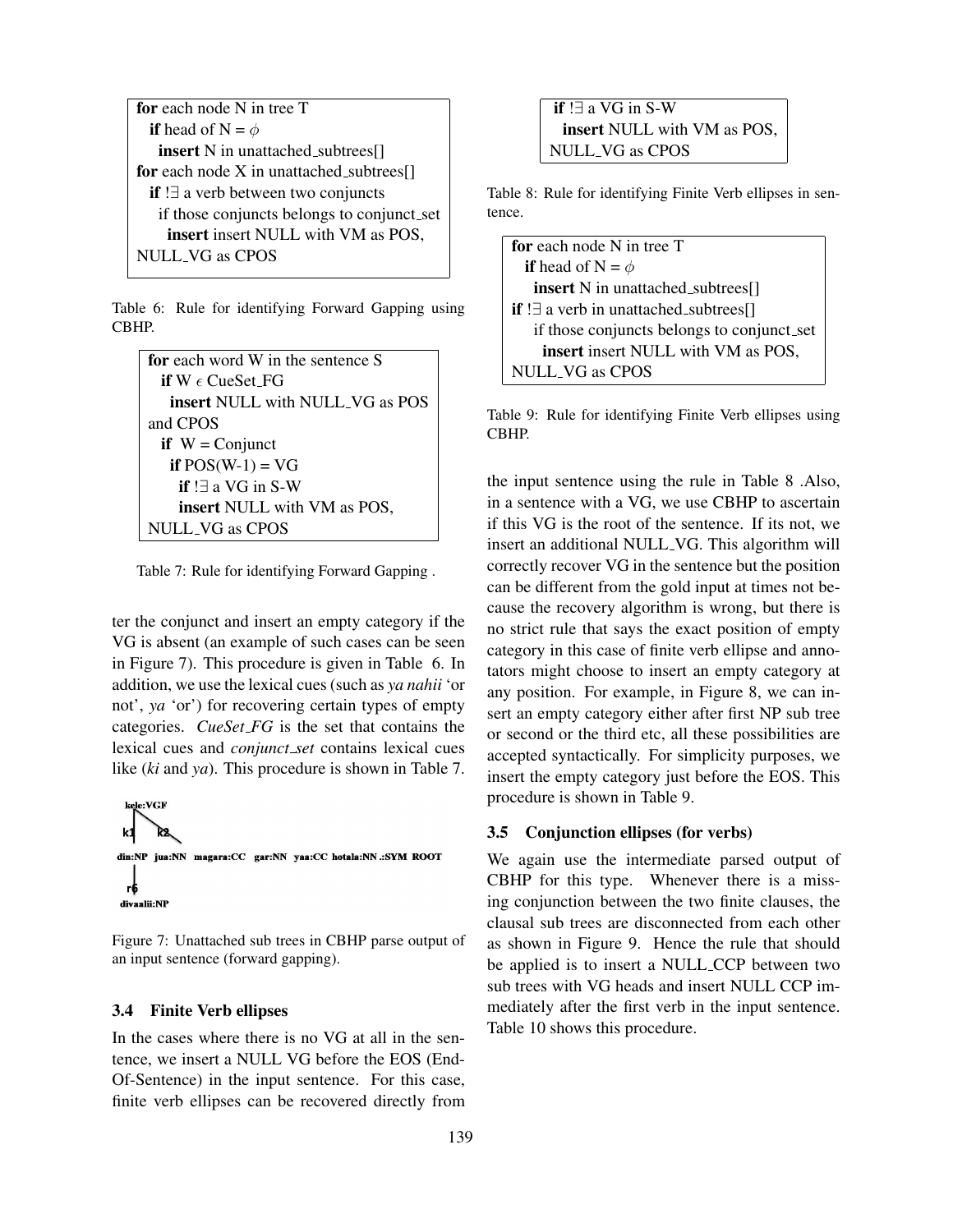```
for each node N in tree T
  if head of N = φ
    insert N in unattached_subtrees[]
for each node X in unattached_subtrees[]
  if !∃ a verb between two conjuncts
    if those conjuncts belongs to conjunct_set
      insert insert NULL with VM as POS,
NULL_VG as CPOS
```

Table 6: Rule for identifying Forward Gapping using CBHP.

```
for each word W in the sentence S
  if W ϵ CueSet_FG
    insert NULL with NULL_VG as POS
and CPOS
  if W = Conjunct
    if POS(W-1) = VG
      if !∃ a VG in S-W
      insert NULL with VM as POS,
NULL_VG as CPOS
```

Table 7: Rule for identifying Forward Gapping .

ter the conjunct and insert an empty category if the VG is absent (an example of such cases can be seen in Figure 7). This procedure is given in Table 6. In addition, we use the lexical cues (such as *ya nahii* 'or not', *ya* 'or') for recovering certain types of empty categories. *CueSet_FG* is the set that contains the lexical cues and *conjunct_set* contains lexical cues like (*ki* and *ya*). This procedure is shown in Table 7.

Figure 7: Unattached sub trees in CBHP parse output of an input sentence (forward gapping).

### 3.4 Finite Verb ellipses

In the cases where there is no VG at all in the sentence, we insert a NULL VG before the EOS (End-Of-Sentence) in the input sentence. For this case, finite verb ellipses can be recovered directly from

```
if !∃ a VG in S-W
  insert NULL with VM as POS,
NULL_VG as CPOS
```

Table 8: Rule for identifying Finite Verb ellipses in sentence.

```
for each node N in tree T
  if head of N = φ
    insert N in unattached_subtrees[]
if !∃ a verb in unattached_subtrees[]
    if those conjuncts belongs to conjunct_set
      insert insert NULL with VM as POS,
NULL_VG as CPOS
```

Table 9: Rule for identifying Finite Verb ellipses using CBHP.

the input sentence using the rule in Table 8 .Also, in a sentence with a VG, we use CBHP to ascertain if this VG is the root of the sentence. If its not, we insert an additional NULL_VG. This algorithm will correctly recover VG in the sentence but the position can be different from the gold input at times not because the recovery algorithm is wrong, but there is no strict rule that says the exact position of empty category in this case of finite verb ellipse and annotators might choose to insert an empty category at any position. For example, in Figure 8, we can insert an empty category either after first NP sub tree or second or the third etc, all these possibilities are accepted syntactically. For simplicity purposes, we insert the empty category just before the EOS. This procedure is shown in Table 9.

### 3.5 Conjunction ellipses (for verbs)

We again use the intermediate parsed output of CBHP for this type. Whenever there is a missing conjunction between the two finite clauses, the clausal sub trees are disconnected from each other as shown in Figure 9. Hence the rule that should be applied is to insert a NULL_CCP between two sub trees with VG heads and insert NULL CCP immediately after the first verb in the input sentence. Table 10 shows this procedure.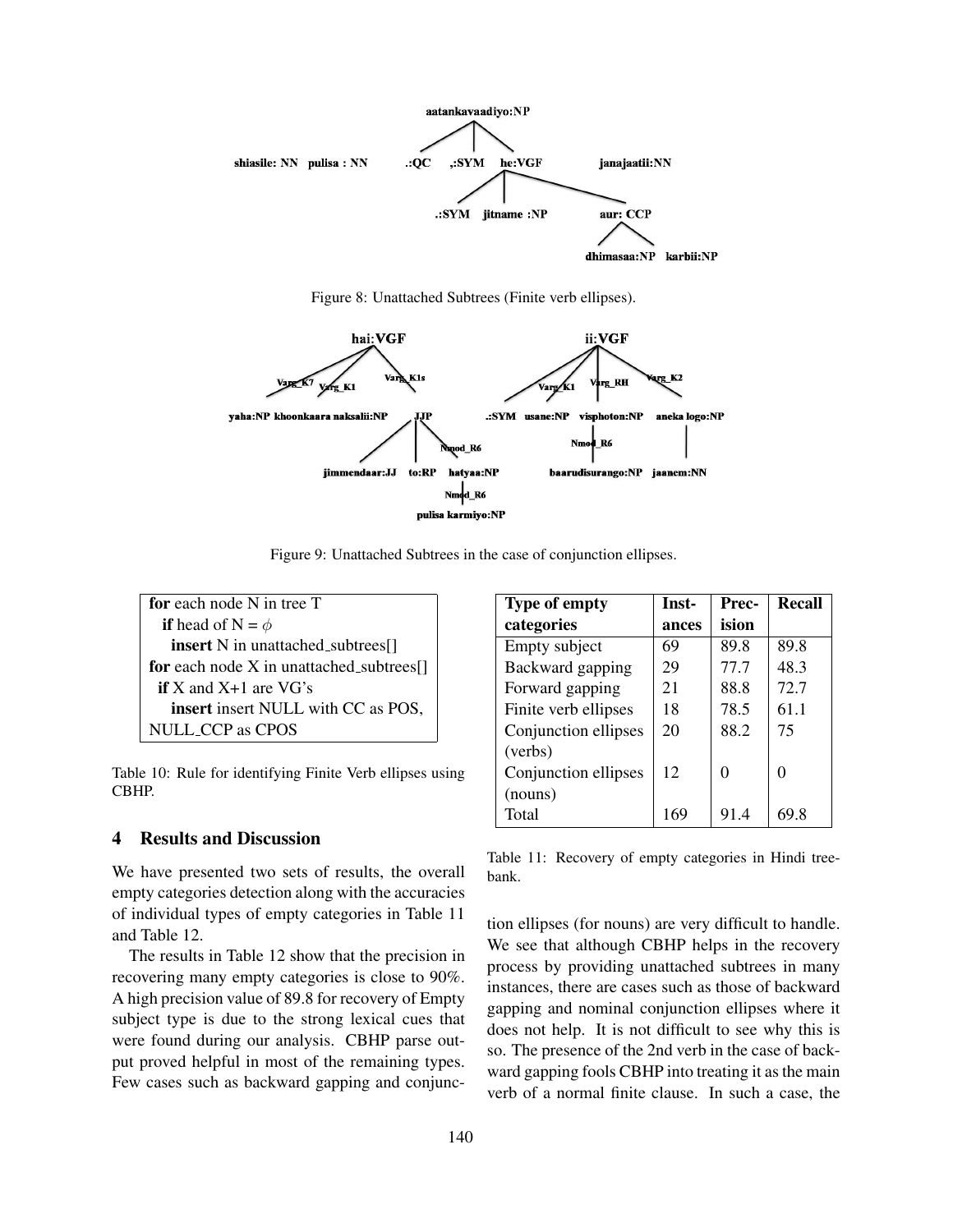Figure 8: Unattached Subtrees (Finite verb ellipses).

Figure 9: Unattached Subtrees in the case of conjunction ellipses.

```
for each node N in tree T
  if head of N = φ
    insert N in unattached_subtrees[]
for each node X in unattached_subtrees[]
  if X and X+1 are VG's
    insert insert NULL with CC as POS,
NULL_CCP as CPOS
```

Table 10: Rule for identifying Finite Verb ellipses using CBHP.

| Type of empty categories | Instances | Precision | Recall |
|---|---|---|---|
| Empty subject | 69 | 89.8 | 89.8 |
| Backward gapping | 29 | 77.7 | 48.3 |
| Forward gapping | 21 | 88.8 | 72.7 |
| Finite verb ellipses | 18 | 78.5 | 61.1 |
| Conjunction ellipses (verbs) | 20 | 88.2 | 75 |
| Conjunction ellipses (nouns) | 12 | 0 | 0 |
| Total | 169 | 91.4 | 69.8 |

Table 11: Recovery of empty categories in Hindi treebank.

## 4 Results and Discussion

We have presented two sets of results, the overall empty categories detection along with the accuracies of individual types of empty categories in Table 11 and Table 12.

The results in Table 12 show that the precision in recovering many empty categories is close to 90%. A high precision value of 89.8 for recovery of Empty subject type is due to the strong lexical cues that were found during our analysis. CBHP parse output proved helpful in most of the remaining types. Few cases such as backward gapping and conjunction ellipses (for nouns) are very difficult to handle. We see that although CBHP helps in the recovery process by providing unattached subtrees in many instances, there are cases such as those of backward gapping and nominal conjunction ellipses where it does not help. It is not difficult to see why this is so. The presence of the 2nd verb in the case of backward gapping fools CBHP into treating it as the main verb of a normal finite clause. In such a case, the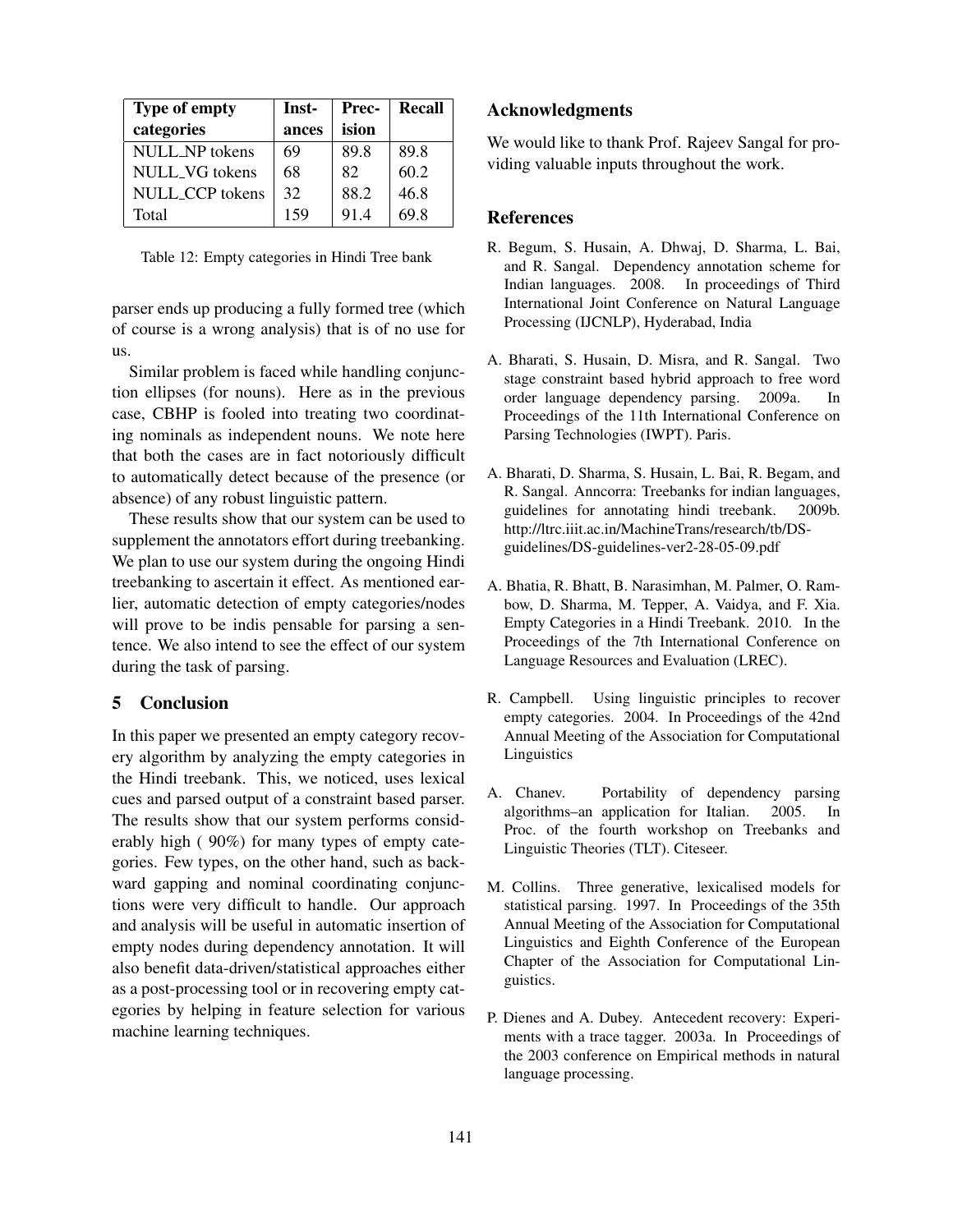| Type of empty categories | Instances | Precision | Recall |
|---|---|---|---|
| NULL_NP tokens | 69 | 89.8 | 89.8 |
| NULL_VG tokens | 68 | 82 | 60.2 |
| NULL_CCP tokens | 32 | 88.2 | 46.8 |
| Total | 159 | 91.4 | 69.8 |

Table 12: Empty categories in Hindi Tree bank

parser ends up producing a fully formed tree (which of course is a wrong analysis) that is of no use for us.

Similar problem is faced while handling conjunction ellipses (for nouns). Here as in the previous case, CBHP is fooled into treating two coordinating nominals as independent nouns. We note here that both the cases are in fact notoriously difficult to automatically detect because of the presence (or absence) of any robust linguistic pattern.

These results show that our system can be used to supplement the annotators effort during treebanking. We plan to use our system during the ongoing Hindi treebanking to ascertain it effect. As mentioned earlier, automatic detection of empty categories/nodes will prove to be indis pensable for parsing a sentence. We also intend to see the effect of our system during the task of parsing.

## 5 Conclusion

In this paper we presented an empty category recovery algorithm by analyzing the empty categories in the Hindi treebank. This, we noticed, uses lexical cues and parsed output of a constraint based parser. The results show that our system performs considerably high ( 90%) for many types of empty categories. Few types, on the other hand, such as backward gapping and nominal coordinating conjunctions were very difficult to handle. Our approach and analysis will be useful in automatic insertion of empty nodes during dependency annotation. It will also benefit data-driven/statistical approaches either as a post-processing tool or in recovering empty categories by helping in feature selection for various machine learning techniques.

## Acknowledgments

We would like to thank Prof. Rajeev Sangal for providing valuable inputs throughout the work.

## References

R. Begum, S. Husain, A. Dhwaj, D. Sharma, L. Bai, and R. Sangal. Dependency annotation scheme for Indian languages. 2008. In proceedings of Third International Joint Conference on Natural Language Processing (IJCNLP), Hyderabad, India

A. Bharati, S. Husain, D. Misra, and R. Sangal. Two stage constraint based hybrid approach to free word order language dependency parsing. 2009a. In Proceedings of the 11th International Conference on Parsing Technologies (IWPT). Paris.

A. Bharati, D. Sharma, S. Husain, L. Bai, R. Begam, and R. Sangal. Anncorra: Treebanks for indian languages, guidelines for annotating hindi treebank. 2009b. http://ltrc.iiit.ac.in/MachineTrans/research/tb/DS-guidelines/DS-guidelines-ver2-28-05-09.pdf

A. Bhatia, R. Bhatt, B. Narasimhan, M. Palmer, O. Rambow, D. Sharma, M. Tepper, A. Vaidya, and F. Xia. Empty Categories in a Hindi Treebank. 2010. In the Proceedings of the 7th International Conference on Language Resources and Evaluation (LREC).

R. Campbell. Using linguistic principles to recover empty categories. 2004. In Proceedings of the 42nd Annual Meeting of the Association for Computational Linguistics

A. Chanev. Portability of dependency parsing algorithms–an application for Italian. 2005. In Proc. of the fourth workshop on Treebanks and Linguistic Theories (TLT). Citeseer.

M. Collins. Three generative, lexicalised models for statistical parsing. 1997. In Proceedings of the 35th Annual Meeting of the Association for Computational Linguistics and Eighth Conference of the European Chapter of the Association for Computational Linguistics.

P. Dienes and A. Dubey. Antecedent recovery: Experiments with a trace tagger. 2003a. In Proceedings of the 2003 conference on Empirical methods in natural language processing.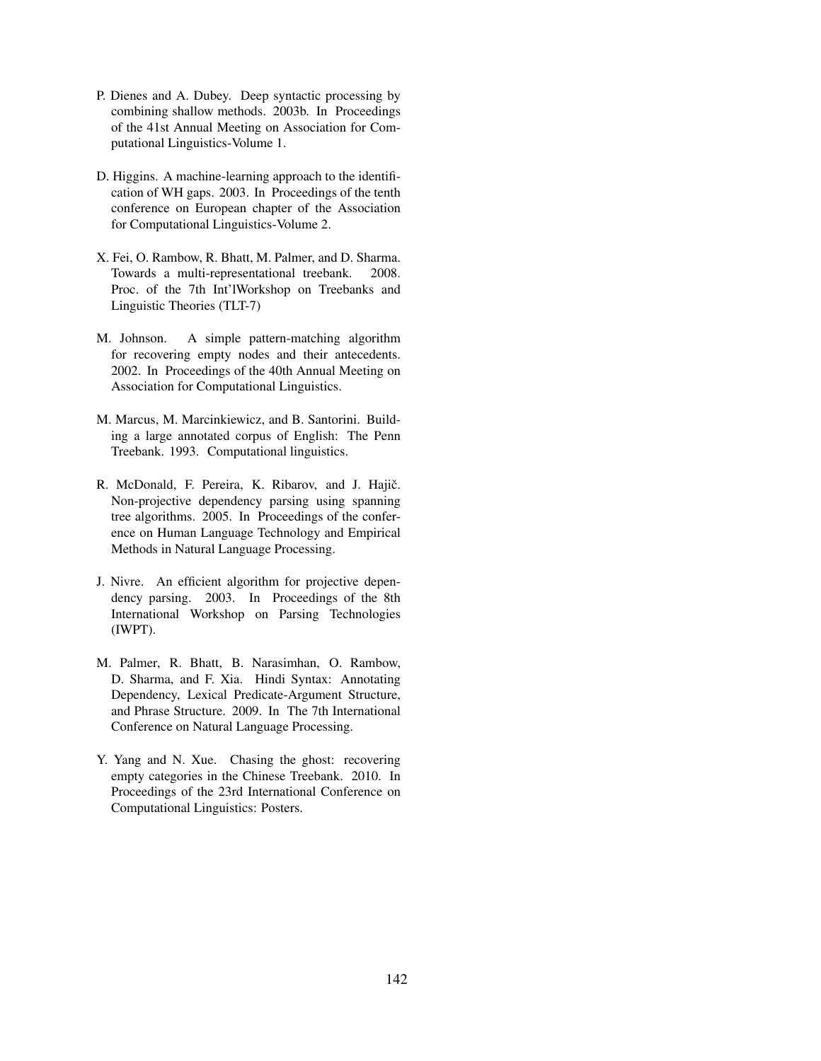P. Dienes and A. Dubey. Deep syntactic processing by combining shallow methods. 2003b. In Proceedings of the 41st Annual Meeting on Association for Computational Linguistics-Volume 1.

D. Higgins. A machine-learning approach to the identification of WH gaps. 2003. In Proceedings of the tenth conference on European chapter of the Association for Computational Linguistics-Volume 2.

X. Fei, O. Rambow, R. Bhatt, M. Palmer, and D. Sharma. Towards a multi-representational treebank. 2008. Proc. of the 7th Int'lWorkshop on Treebanks and Linguistic Theories (TLT-7)

M. Johnson. A simple pattern-matching algorithm for recovering empty nodes and their antecedents. 2002. In Proceedings of the 40th Annual Meeting on Association for Computational Linguistics.

M. Marcus, M. Marcinkiewicz, and B. Santorini. Building a large annotated corpus of English: The Penn Treebank. 1993. Computational linguistics.

R. McDonald, F. Pereira, K. Ribarov, and J. Hajič. Non-projective dependency parsing using spanning tree algorithms. 2005. In Proceedings of the conference on Human Language Technology and Empirical Methods in Natural Language Processing.

J. Nivre. An efficient algorithm for projective dependency parsing. 2003. In Proceedings of the 8th International Workshop on Parsing Technologies (IWPT).

M. Palmer, R. Bhatt, B. Narasimhan, O. Rambow, D. Sharma, and F. Xia. Hindi Syntax: Annotating Dependency, Lexical Predicate-Argument Structure, and Phrase Structure. 2009. In The 7th International Conference on Natural Language Processing.

Y. Yang and N. Xue. Chasing the ghost: recovering empty categories in the Chinese Treebank. 2010. In Proceedings of the 23rd International Conference on Computational Linguistics: Posters.